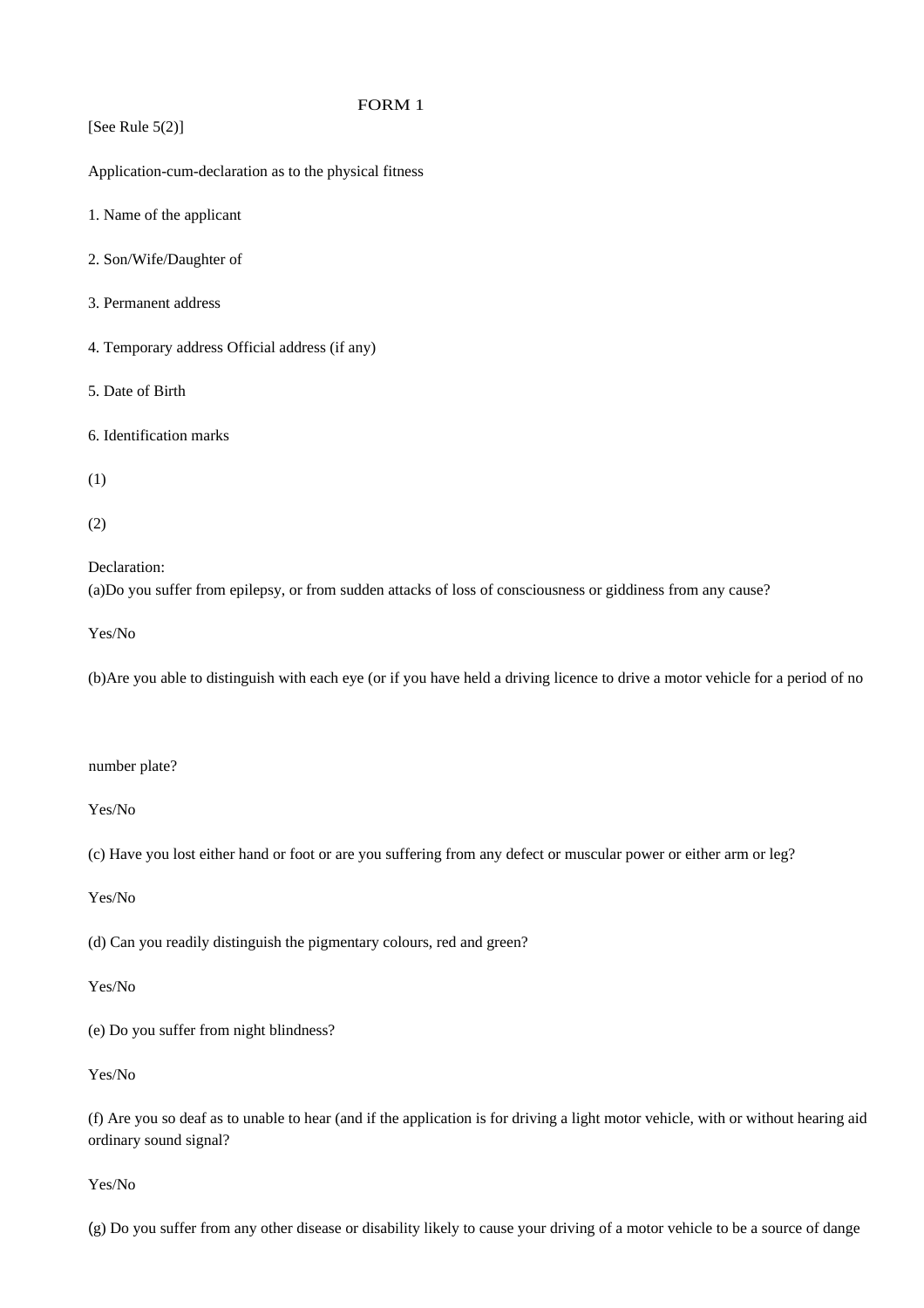FORM 1

[See Rule 5(2)]

Application-cum-declaration as to the physical fitness

1. Name of the applicant

2. Son/Wife/Daughter of

3. Permanent address

4. Temporary address Official address (if any)

5. Date of Birth

6. Identification marks

(1)

(2)

Declaration:
(a)Do you suffer from epilepsy, or from sudden attacks of loss of consciousness or giddiness from any cause?

Yes/No

(b)Are you able to distinguish with each eye (or if you have held a driving licence to drive a motor vehicle for a period of no

number plate?

Yes/No

(c) Have you lost either hand or foot or are you suffering from any defect or muscular power or either arm or leg?

Yes/No

(d) Can you readily distinguish the pigmentary colours, red and green?

Yes/No

(e) Do you suffer from night blindness?

Yes/No

(f) Are you so deaf as to unable to hear (and if the application is for driving a light motor vehicle, with or without hearing aid ordinary sound signal?

Yes/No

(g) Do you suffer from any other disease or disability likely to cause your driving of a motor vehicle to be a source of dange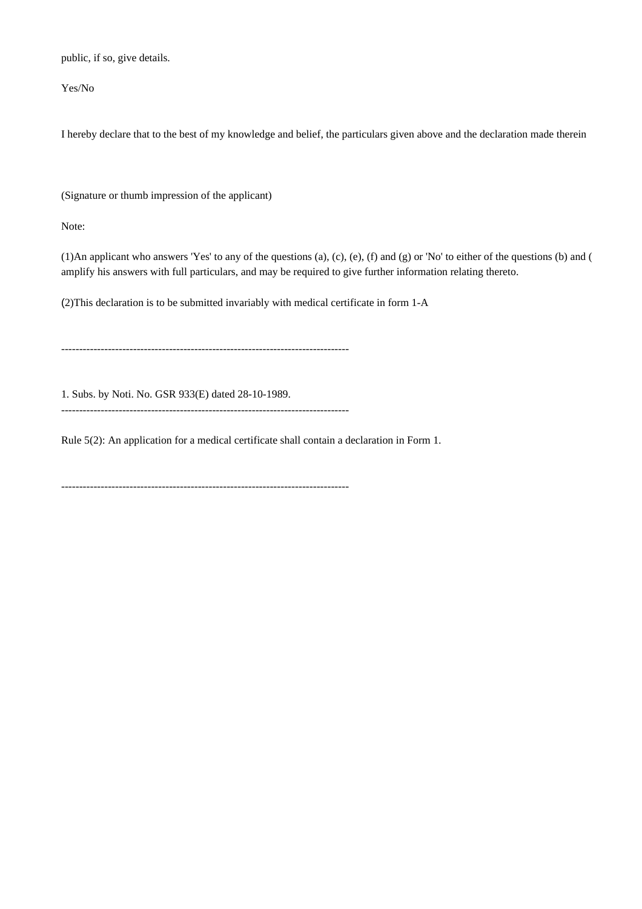public, if so, give details.

Yes/No

I hereby declare that to the best of my knowledge and belief, the particulars given above and the declaration made therein

(Signature or thumb impression of the applicant)

Note:

(1)An applicant who answers 'Yes' to any of the questions (a), (c), (e), (f) and (g) or 'No' to either of the questions (b) and ( amplify his answers with full particulars, and may be required to give further information relating thereto.

(2)This declaration is to be submitted invariably with medical certificate in form 1-A

--------------------------------------------------------------------------------

1. Subs. by Noti. No. GSR 933(E) dated 28-10-1989.

--------------------------------------------------------------------------------

Rule 5(2): An application for a medical certificate shall contain a declaration in Form 1.

--------------------------------------------------------------------------------